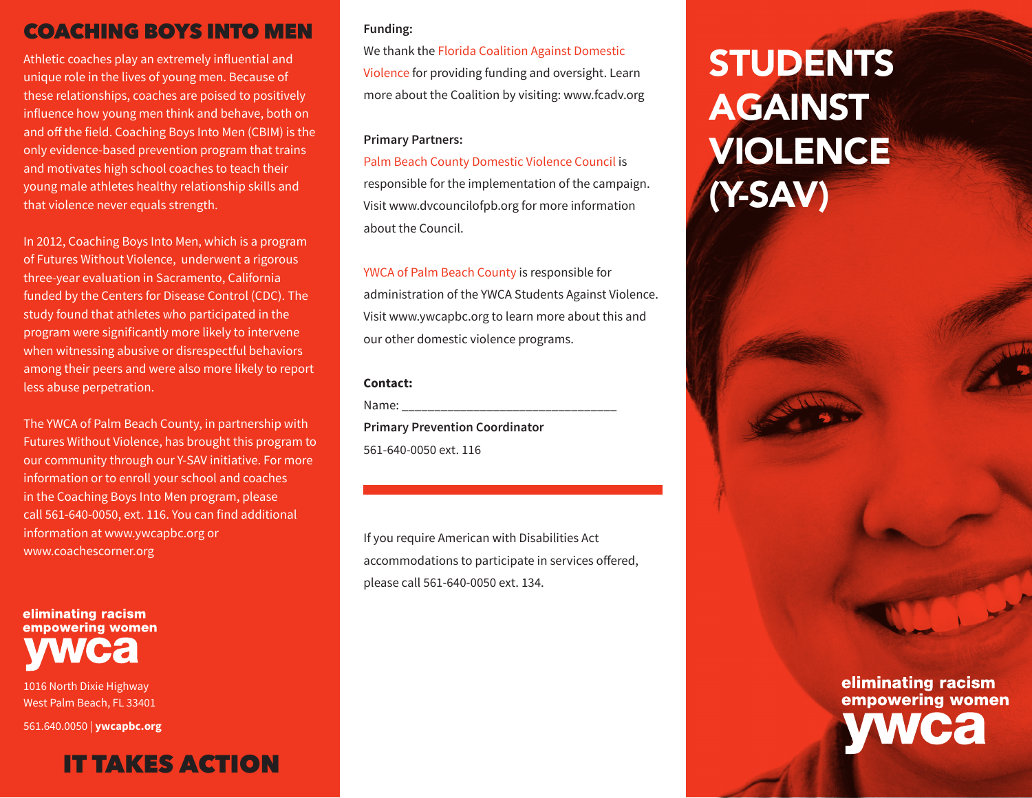## COACHING BOYS INTO MEN

Athletic coaches play an extremely influential and unique role in the lives of young men. Because of these relationships, coaches are poised to positively influence how young men think and behave, both on and off the field. Coaching Boys Into Men (CBIM) is the only evidence-based prevention program that trains and motivates high school coaches to teach their young male athletes healthy relationship skills and that violence never equals strength.

In 2012, Coaching Boys Into Men, which is a program of Futures Without Violence, underwent a rigorous three-year evaluation in Sacramento, California funded by the Centers for Disease Control (CDC). The study found that athletes who participated in the program were significantly more likely to intervene when witnessing abusive or disrespectful behaviors among their peers and were also more likely to report less abuse perpetration.

The YWCA of Palm Beach County, in partnership with Futures Without Violence, has brought this program to our community through our Y-SAV initiative. For more information or to enroll your school and coaches in the Coaching Boys Into Men program, please call 561-640-0050, ext. 116. You can find additional information at www.ywcapbc.org or www.coachescorner.org

eliminating racism
empowering women
ywca

1016 North Dixie Highway
West Palm Beach, FL 33401

561.640.0050 | **ywcapbc.org**

## IT TAKES ACTION

**Funding:**

We thank the Florida Coalition Against Domestic Violence for providing funding and oversight. Learn more about the Coalition by visiting: www.fcadv.org

**Primary Partners:**

Palm Beach County Domestic Violence Council is responsible for the implementation of the campaign. Visit www.dvcouncilofpb.org for more information about the Council.

YWCA of Palm Beach County is responsible for administration of the YWCA Students Against Violence. Visit www.ywcapbc.org to learn more about this and our other domestic violence programs.

**Contact:**

Name: ________________________________

**Primary Prevention Coordinator**

561-640-0050 ext. 116

If you require American with Disabilities Act accommodations to participate in services offered, please call 561-640-0050 ext. 134.

# STUDENTS AGAINST VIOLENCE (Y-SAV)

eliminating racism
empowering women
ywca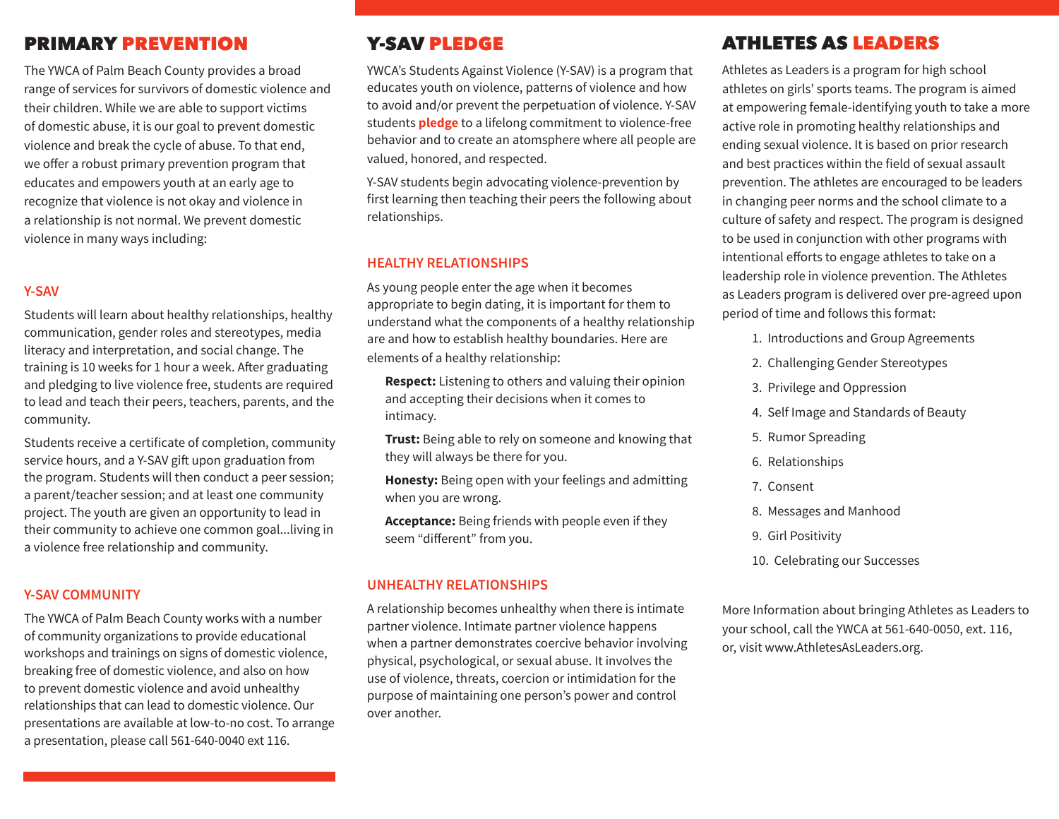## PRIMARY PREVENTION

The YWCA of Palm Beach County provides a broad range of services for survivors of domestic violence and their children. While we are able to support victims of domestic abuse, it is our goal to prevent domestic violence and break the cycle of abuse. To that end, we offer a robust primary prevention program that educates and empowers youth at an early age to recognize that violence is not okay and violence in a relationship is not normal. We prevent domestic violence in many ways including:

### Y-SAV

Students will learn about healthy relationships, healthy communication, gender roles and stereotypes, media literacy and interpretation, and social change. The training is 10 weeks for 1 hour a week. After graduating and pledging to live violence free, students are required to lead and teach their peers, teachers, parents, and the community.

Students receive a certificate of completion, community service hours, and a Y-SAV gift upon graduation from the program. Students will then conduct a peer session; a parent/teacher session; and at least one community project. The youth are given an opportunity to lead in their community to achieve one common goal...living in a violence free relationship and community.

### Y-SAV COMMUNITY

The YWCA of Palm Beach County works with a number of community organizations to provide educational workshops and trainings on signs of domestic violence, breaking free of domestic violence, and also on how to prevent domestic violence and avoid unhealthy relationships that can lead to domestic violence. Our presentations are available at low-to-no cost. To arrange a presentation, please call 561-640-0040 ext 116.

## Y-SAV PLEDGE

YWCA's Students Against Violence (Y-SAV) is a program that educates youth on violence, patterns of violence and how to avoid and/or prevent the perpetuation of violence. Y-SAV students **pledge** to a lifelong commitment to violence-free behavior and to create an atomsphere where all people are valued, honored, and respected.

Y-SAV students begin advocating violence-prevention by first learning then teaching their peers the following about relationships.

### HEALTHY RELATIONSHIPS

As young people enter the age when it becomes appropriate to begin dating, it is important for them to understand what the components of a healthy relationship are and how to establish healthy boundaries. Here are elements of a healthy relationship:

**Respect:** Listening to others and valuing their opinion and accepting their decisions when it comes to intimacy.

**Trust:** Being able to rely on someone and knowing that they will always be there for you.

**Honesty:** Being open with your feelings and admitting when you are wrong.

**Acceptance:** Being friends with people even if they seem "different" from you.

### UNHEALTHY RELATIONSHIPS

A relationship becomes unhealthy when there is intimate partner violence. Intimate partner violence happens when a partner demonstrates coercive behavior involving physical, psychological, or sexual abuse. It involves the use of violence, threats, coercion or intimidation for the purpose of maintaining one person's power and control over another.

## ATHLETES AS LEADERS

Athletes as Leaders is a program for high school athletes on girls' sports teams. The program is aimed at empowering female-identifying youth to take a more active role in promoting healthy relationships and ending sexual violence. It is based on prior research and best practices within the field of sexual assault prevention. The athletes are encouraged to be leaders in changing peer norms and the school climate to a culture of safety and respect. The program is designed to be used in conjunction with other programs with intentional efforts to engage athletes to take on a leadership role in violence prevention. The Athletes as Leaders program is delivered over pre-agreed upon period of time and follows this format:

1. Introductions and Group Agreements
2. Challenging Gender Stereotypes
3. Privilege and Oppression
4. Self Image and Standards of Beauty
5. Rumor Spreading
6. Relationships
7. Consent
8. Messages and Manhood
9. Girl Positivity
10. Celebrating our Successes

More Information about bringing Athletes as Leaders to your school, call the YWCA at 561-640-0050, ext. 116, or, visit www.AthletesAsLeaders.org.